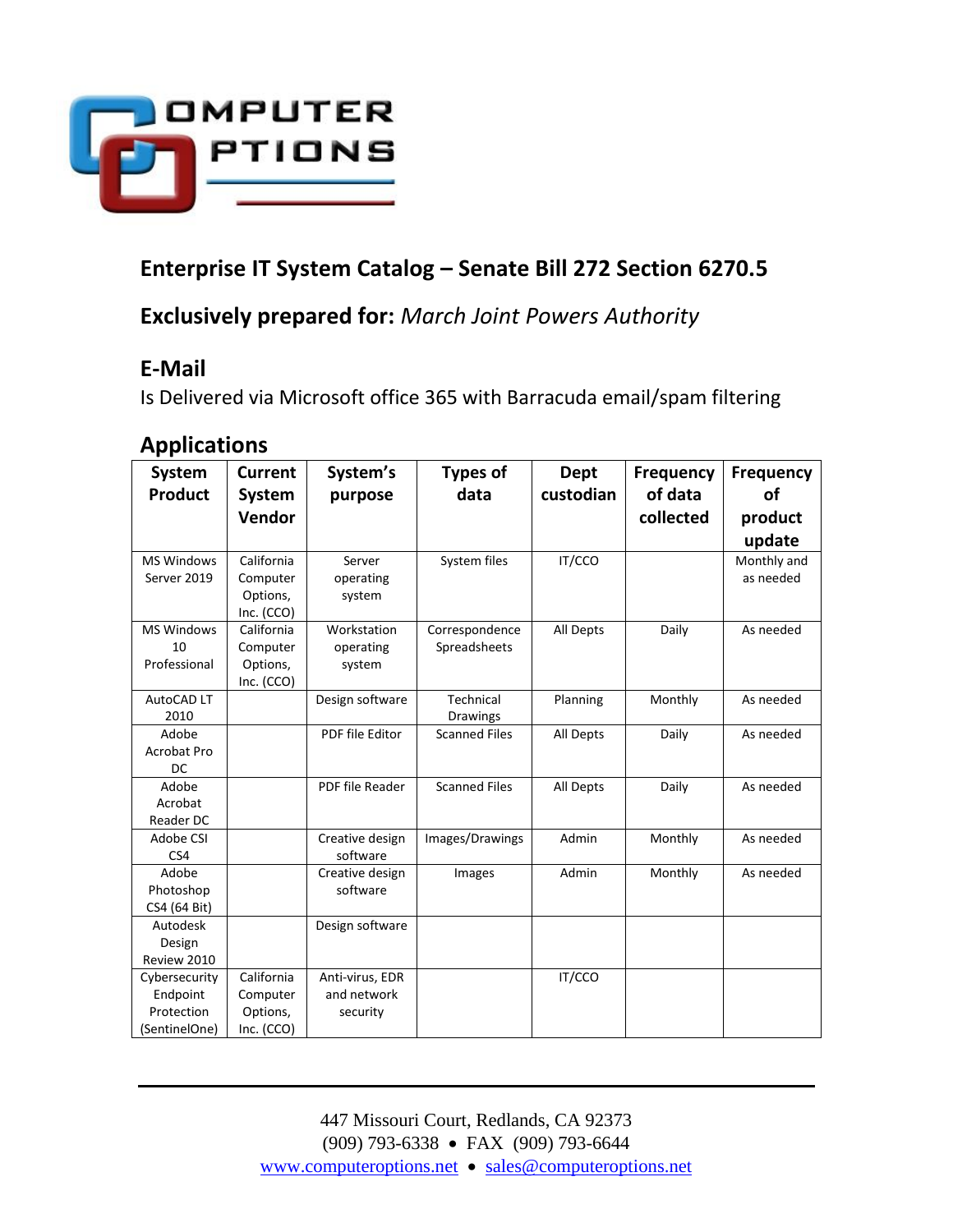# Enterprise IT System Catalog – Senate Bill 272 Section 6270.5

## Exclusively prepared for: *March Joint Powers Authority*

## E-Mail

Is Delivered via Microsoft office 365 with Barracuda email/spam filtering

## Applications

| System Product | Current System Vendor | System's purpose | Types of data | Dept custodian | Frequency of data collected | Frequency of product update |
|---|---|---|---|---|---|---|
| MS Windows Server 2019 | California Computer Options, Inc. (CCO) | Server operating system | System files | IT/CCO | | Monthly and as needed |
| MS Windows 10 Professional | California Computer Options, Inc. (CCO) | Workstation operating system | Correspondence Spreadsheets | All Depts | Daily | As needed |
| AutoCAD LT 2010 | | Design software | Technical Drawings | Planning | Monthly | As needed |
| Adobe Acrobat Pro DC | | PDF file Editor | Scanned Files | All Depts | Daily | As needed |
| Adobe Acrobat Reader DC | | PDF file Reader | Scanned Files | All Depts | Daily | As needed |
| Adobe CSI CS4 | | Creative design software | Images/Drawings | Admin | Monthly | As needed |
| Adobe Photoshop CS4 (64 Bit) | | Creative design software | Images | Admin | Monthly | As needed |
| Autodesk Design Review 2010 | | Design software | | | | |
| Cybersecurity Endpoint Protection (SentinelOne) | California Computer Options, Inc. (CCO) | Anti-virus, EDR and network security | | IT/CCO | | |

447 Missouri Court, Redlands, CA 92373
(909) 793-6338 • FAX (909) 793-6644
www.computeroptions.net • sales@computeroptions.net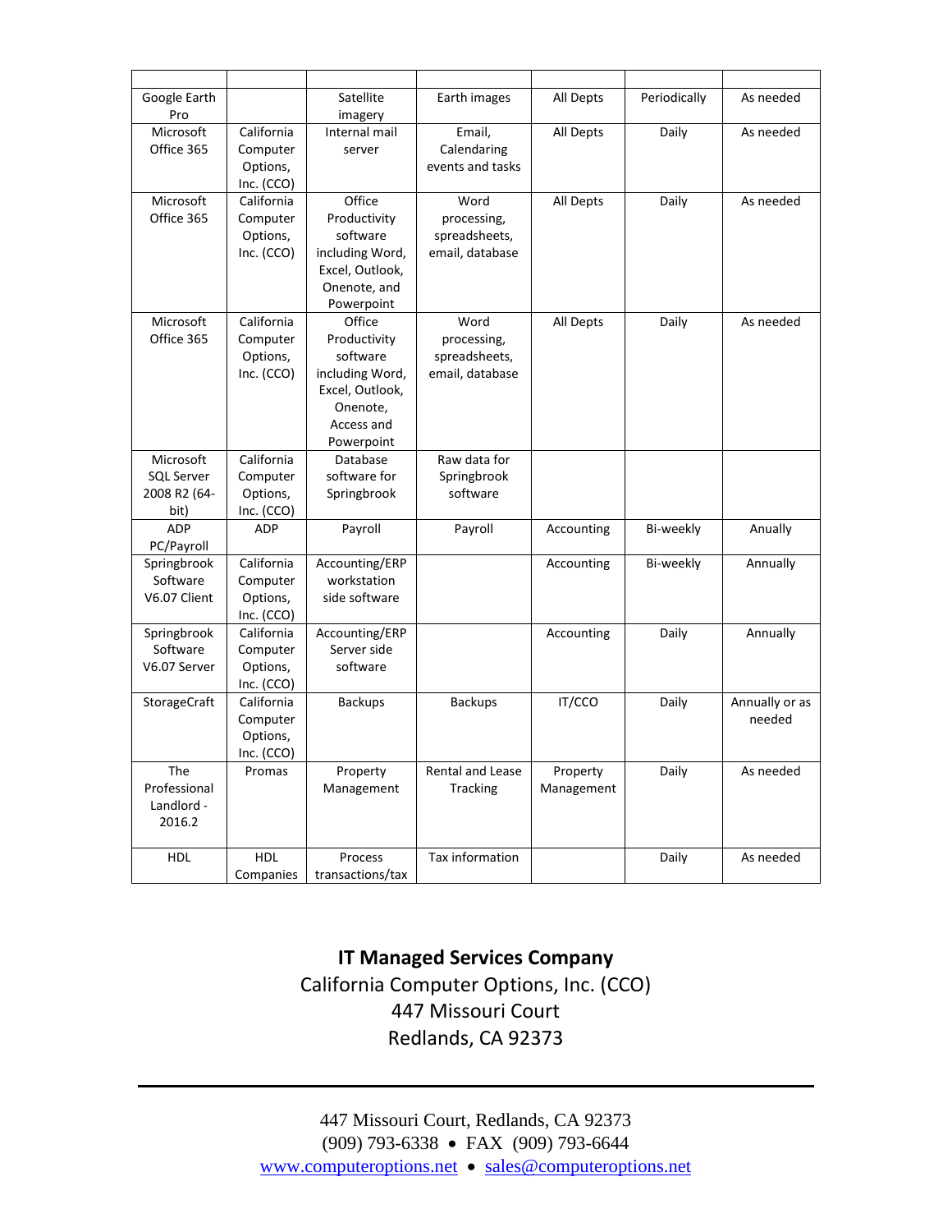| | | | | | | |
|---|---|---|---|---|---|---|
| Google Earth Pro | | Satellite imagery | Earth images | All Depts | Periodically | As needed |
| Microsoft Office 365 | California Computer Options, Inc. (CCO) | Internal mail server | Email, Calendaring events and tasks | All Depts | Daily | As needed |
| Microsoft Office 365 | California Computer Options, Inc. (CCO) | Office Productivity software including Word, Excel, Outlook, Onenote, and Powerpoint | Word processing, spreadsheets, email, database | All Depts | Daily | As needed |
| Microsoft Office 365 | California Computer Options, Inc. (CCO) | Office Productivity software including Word, Excel, Outlook, Onenote, Access and Powerpoint | Word processing, spreadsheets, email, database | All Depts | Daily | As needed |
| Microsoft SQL Server 2008 R2 (64-bit) | California Computer Options, Inc. (CCO) | Database software for Springbrook | Raw data for Springbrook software | | | |
| ADP PC/Payroll | ADP | Payroll | Payroll | Accounting | Bi-weekly | Anually |
| Springbrook Software V6.07 Client | California Computer Options, Inc. (CCO) | Accounting/ERP workstation side software | | Accounting | Bi-weekly | Annually |
| Springbrook Software V6.07 Server | California Computer Options, Inc. (CCO) | Accounting/ERP Server side software | | Accounting | Daily | Annually |
| StorageCraft | California Computer Options, Inc. (CCO) | Backups | Backups | IT/CCO | Daily | Annually or as needed |
| The Professional Landlord - 2016.2 | Promas | Property Management | Rental and Lease Tracking | Property Management | Daily | As needed |
| HDL | HDL Companies | Process transactions/tax | Tax information | | Daily | As needed |

**IT Managed Services Company**

California Computer Options, Inc. (CCO)
447 Missouri Court
Redlands, CA 92373

447 Missouri Court, Redlands, CA 92373
(909) 793-6338 • FAX (909) 793-6644
www.computeroptions.net • sales@computeroptions.net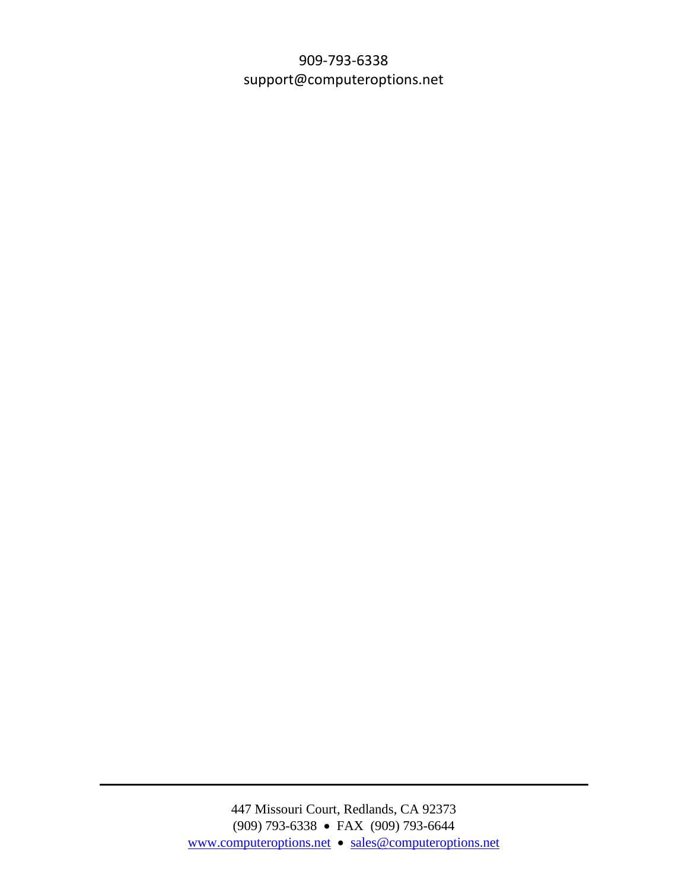909-793-6338

support@computeroptions.net